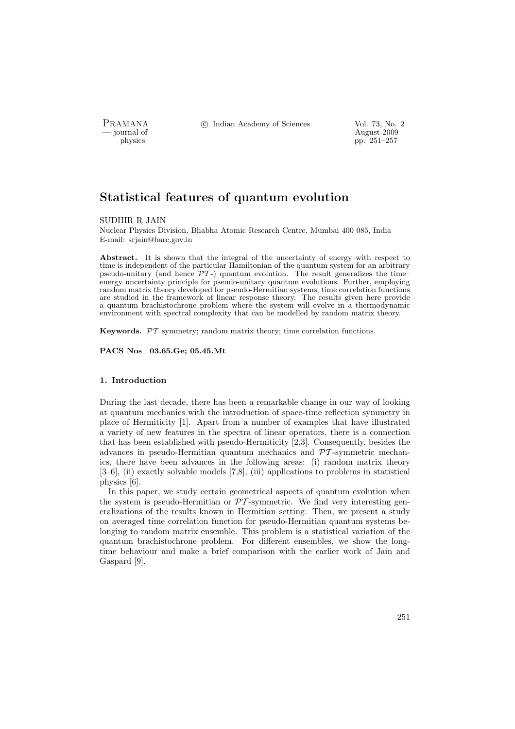# Statistical features of quantum evolution

SUDHIR R JAIN

Nuclear Physics Division, Bhabha Atomic Research Centre, Mumbai 400 085, India
E-mail: srjain@barc.gov.in

**Abstract.** It is shown that the integral of the uncertainty of energy with respect to time is independent of the particular Hamiltonian of the quantum system for an arbitrary pseudo-unitary (and hence $\mathcal{PT}$-) quantum evolution. The result generalizes the time–energy uncertainty principle for pseudo-unitary quantum evolutions. Further, employing random matrix theory developed for pseudo-Hermitian systems, time correlation functions are studied in the framework of linear response theory. The results given here provide a quantum brachistochrone problem where the system will evolve in a thermodynamic environment with spectral complexity that can be modelled by random matrix theory.

**Keywords.** $\mathcal{PT}$ symmetry; random matrix theory; time correlation functions.

**PACS Nos 03.65.Ge; 05.45.Mt**

## 1. Introduction

During the last decade, there has been a remarkable change in our way of looking at quantum mechanics with the introduction of space-time reflection symmetry in place of Hermiticity [1]. Apart from a number of examples that have illustrated a variety of new features in the spectra of linear operators, there is a connection that has been established with pseudo-Hermiticity [2,3]. Consequently, besides the advances in pseudo-Hermitian quantum mechanics and $\mathcal{PT}$-symmetric mechanics, there have been advances in the following areas: (i) random matrix theory [3–6], (ii) exactly solvable models [7,8], (iii) applications to problems in statistical physics [6].

In this paper, we study certain geometrical aspects of quantum evolution when the system is pseudo-Hermitian or $\mathcal{PT}$-symmetric. We find very interesting generalizations of the results known in Hermitian setting. Then, we present a study on averaged time correlation function for pseudo-Hermitian quantum systems belonging to random matrix ensemble. This problem is a statistical variation of the quantum brachistochrone problem. For different ensembles, we show the long-time behaviour and make a brief comparison with the earlier work of Jain and Gaspard [9].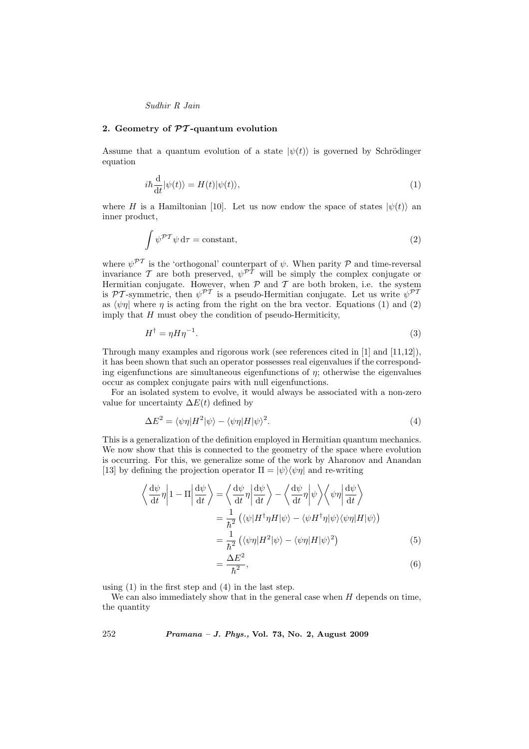## 2. Geometry of $\mathcal{PT}$-quantum evolution

Assume that a quantum evolution of a state $|\psi(t)\rangle$ is governed by Schrödinger equation

$$i\hbar \frac{\mathrm{d}}{\mathrm{d}t}|\psi(t)\rangle = H(t)|\psi(t)\rangle, \tag{1}$$

where $H$ is a Hamiltonian [10]. Let us now endow the space of states $|\psi(t)\rangle$ an inner product,

$$\int \psi^{\mathcal{PT}} \psi \, \mathrm{d}\tau = \text{constant}, \tag{2}$$

where $\psi^{\mathcal{PT}}$ is the 'orthogonal' counterpart of $\psi$. When parity $\mathcal{P}$ and time-reversal invariance $\mathcal{T}$ are both preserved, $\psi^{\mathcal{PT}}$ will be simply the complex conjugate or Hermitian conjugate. However, when $\mathcal{P}$ and $\mathcal{T}$ are both broken, i.e. the system is $\mathcal{PT}$-symmetric, then $\psi^{\mathcal{PT}}$ is a pseudo-Hermitian conjugate. Let us write $\psi^{\mathcal{PT}}$ as $\langle\psi\eta|$ where $\eta$ is acting from the right on the bra vector. Equations (1) and (2) imply that $H$ must obey the condition of pseudo-Hermiticity,

$$H^{\dagger} = \eta H \eta^{-1}. \tag{3}$$

Through many examples and rigorous work (see references cited in [1] and [11,12]), it has been shown that such an operator possesses real eigenvalues if the corresponding eigenfunctions are simultaneous eigenfunctions of $\eta$; otherwise the eigenvalues occur as complex conjugate pairs with null eigenfunctions.

For an isolated system to evolve, it would always be associated with a non-zero value for uncertainty $\Delta E(t)$ defined by

$$\Delta E^2 = \langle\psi\eta|H^2|\psi\rangle - \langle\psi\eta|H|\psi\rangle^2. \tag{4}$$

This is a generalization of the definition employed in Hermitian quantum mechanics. We now show that this is connected to the geometry of the space where evolution is occurring. For this, we generalize some of the work by Aharonov and Anandan [13] by defining the projection operator $\Pi = |\psi\rangle\langle\psi\eta|$ and re-writing

$$\begin{aligned}
\left\langle \frac{\mathrm{d}\psi}{\mathrm{d}t}\eta \middle| 1 - \Pi \middle| \frac{\mathrm{d}\psi}{\mathrm{d}t} \right\rangle &= \left\langle \frac{\mathrm{d}\psi}{\mathrm{d}t}\eta \middle| \frac{\mathrm{d}\psi}{\mathrm{d}t} \right\rangle - \left\langle \frac{\mathrm{d}\psi}{\mathrm{d}t}\eta \middle| \psi \right\rangle \left\langle \psi\eta \middle| \frac{\mathrm{d}\psi}{\mathrm{d}t} \right\rangle \\
&= \frac{1}{\hbar^2}\left( \langle\psi|H^{\dagger}\eta H|\psi\rangle - \langle\psi H^{\dagger}\eta|\psi\rangle\langle\psi\eta|H|\psi\rangle \right) \\
&= \frac{1}{\hbar^2}\left( \langle\psi\eta|H^2|\psi\rangle - \langle\psi\eta|H|\psi\rangle^2 \right) \qquad (5) \\
&= \frac{\Delta E^2}{\hbar^2}, \qquad (6)
\end{aligned}$$

using (1) in the first step and (4) in the last step.

We can also immediately show that in the general case when $H$ depends on time, the quantity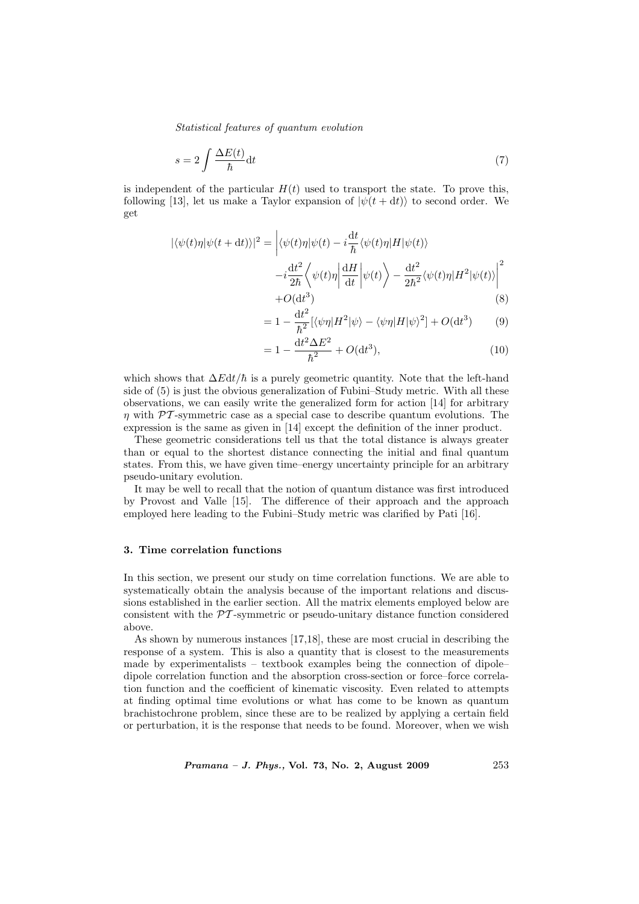$$s = 2\int \frac{\Delta E(t)}{\hbar}\mathrm{d}t \tag{7}$$

is independent of the particular $H(t)$ used to transport the state. To prove this, following [13], let us make a Taylor expansion of $|\psi(t+\mathrm{d}t)\rangle$ to second order. We get

$$\begin{aligned}
|\langle\psi(t)\eta|\psi(t+\mathrm{d}t)\rangle|^2 &= \left|\langle\psi(t)\eta|\psi(t) - i\frac{\mathrm{d}t}{\hbar}\langle\psi(t)\eta|H|\psi(t)\rangle\right. \\
&\quad \left. -i\frac{\mathrm{d}t^2}{2\hbar}\left\langle\psi(t)\eta\left|\frac{\mathrm{d}H}{\mathrm{d}t}\right|\psi(t)\right\rangle - \frac{\mathrm{d}t^2}{2\hbar^2}\langle\psi(t)\eta|H^2|\psi(t)\rangle\right|^2 \\
&\quad + O(\mathrm{d}t^3) \qquad (8) \\
&= 1 - \frac{\mathrm{d}t^2}{\hbar^2}[\langle\psi\eta|H^2|\psi\rangle - \langle\psi\eta|H|\psi\rangle^2] + O(\mathrm{d}t^3) \qquad (9) \\
&= 1 - \frac{\mathrm{d}t^2\Delta E^2}{\hbar^2} + O(\mathrm{d}t^3), \qquad (10)
\end{aligned}$$

which shows that $\Delta E\mathrm{d}t/\hbar$ is a purely geometric quantity. Note that the left-hand side of (5) is just the obvious generalization of Fubini–Study metric. With all these observations, we can easily write the generalized form for action [14] for arbitrary $\eta$ with $\mathcal{PT}$-symmetric case as a special case to describe quantum evolutions. The expression is the same as given in [14] except the definition of the inner product.

These geometric considerations tell us that the total distance is always greater than or equal to the shortest distance connecting the initial and final quantum states. From this, we have given time–energy uncertainty principle for an arbitrary pseudo-unitary evolution.

It may be well to recall that the notion of quantum distance was first introduced by Provost and Valle [15]. The difference of their approach and the approach employed here leading to the Fubini–Study metric was clarified by Pati [16].

## 3. Time correlation functions

In this section, we present our study on time correlation functions. We are able to systematically obtain the analysis because of the important relations and discussions established in the earlier section. All the matrix elements employed below are consistent with the $\mathcal{PT}$-symmetric or pseudo-unitary distance function considered above.

As shown by numerous instances [17,18], these are most crucial in describing the response of a system. This is also a quantity that is closest to the measurements made by experimentalists – textbook examples being the connection of dipole–dipole correlation function and the absorption cross-section or force–force correlation function and the coefficient of kinematic viscosity. Even related to attempts at finding optimal time evolutions or what has come to be known as quantum brachistochrone problem, since these are to be realized by applying a certain field or perturbation, it is the response that needs to be found. Moreover, when we wish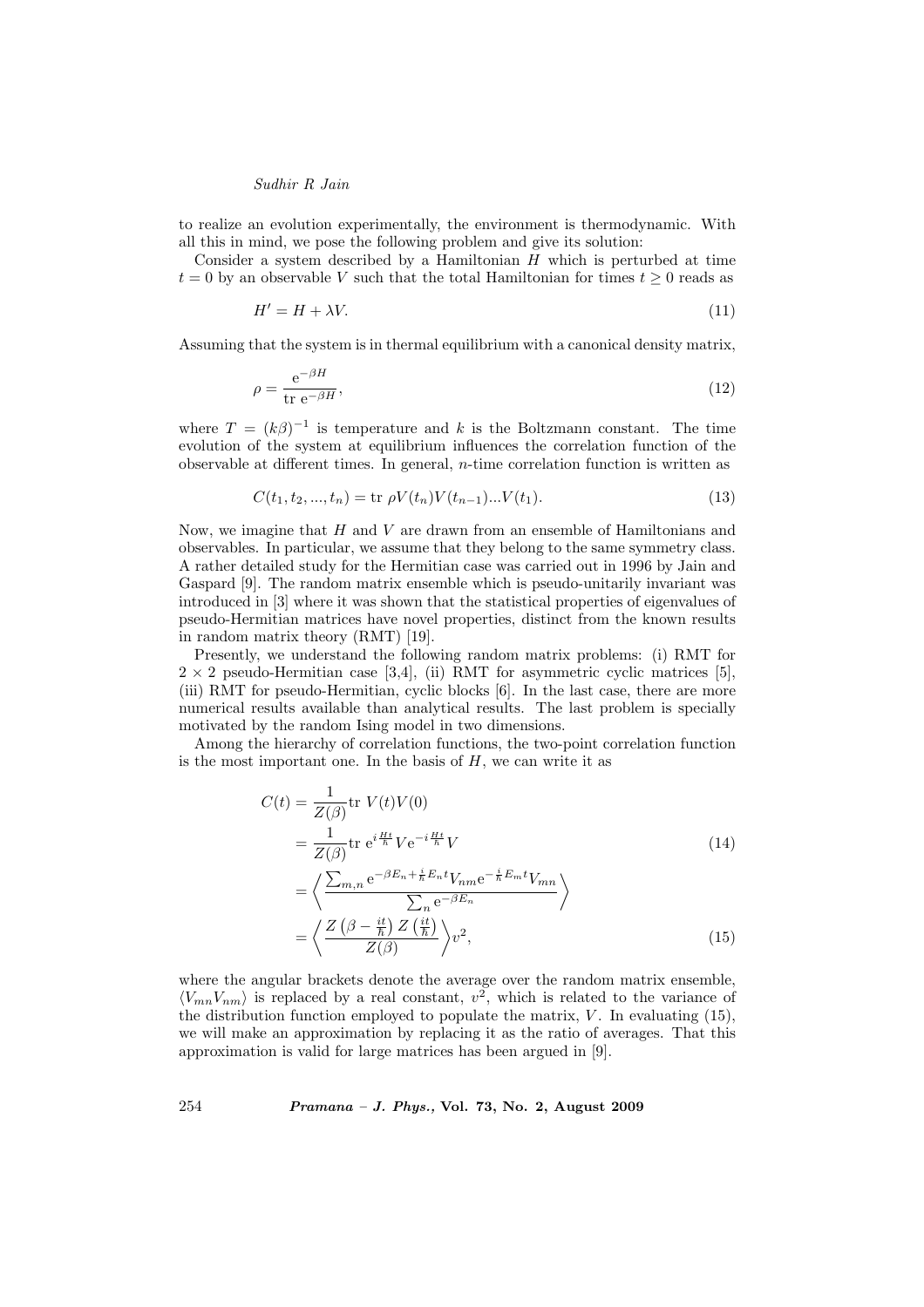to realize an evolution experimentally, the environment is thermodynamic. With all this in mind, we pose the following problem and give its solution:

Consider a system described by a Hamiltonian $H$ which is perturbed at time $t = 0$ by an observable $V$ such that the total Hamiltonian for times $t \geq 0$ reads as

$$H' = H + \lambda V. \tag{11}$$

Assuming that the system is in thermal equilibrium with a canonical density matrix,

$$\rho = \frac{\mathrm{e}^{-\beta H}}{\mathrm{tr}\ \mathrm{e}^{-\beta H}}, \tag{12}$$

where $T = (k\beta)^{-1}$ is temperature and $k$ is the Boltzmann constant. The time evolution of the system at equilibrium influences the correlation function of the observable at different times. In general, $n$-time correlation function is written as

$$C(t_1, t_2, ..., t_n) = \mathrm{tr}\ \rho V(t_n) V(t_{n-1}) ... V(t_1). \tag{13}$$

Now, we imagine that $H$ and $V$ are drawn from an ensemble of Hamiltonians and observables. In particular, we assume that they belong to the same symmetry class. A rather detailed study for the Hermitian case was carried out in 1996 by Jain and Gaspard [9]. The random matrix ensemble which is pseudo-unitarily invariant was introduced in [3] where it was shown that the statistical properties of eigenvalues of pseudo-Hermitian matrices have novel properties, distinct from the known results in random matrix theory (RMT) [19].

Presently, we understand the following random matrix problems: (i) RMT for $2 \times 2$ pseudo-Hermitian case [3,4], (ii) RMT for asymmetric cyclic matrices [5], (iii) RMT for pseudo-Hermitian, cyclic blocks [6]. In the last case, there are more numerical results available than analytical results. The last problem is specially motivated by the random Ising model in two dimensions.

Among the hierarchy of correlation functions, the two-point correlation function is the most important one. In the basis of $H$, we can write it as

$$\begin{aligned}
C(t) &= \frac{1}{Z(\beta)} \mathrm{tr}\ V(t) V(0) \\
&= \frac{1}{Z(\beta)} \mathrm{tr}\ \mathrm{e}^{i\frac{Ht}{\hbar}} V \mathrm{e}^{-i\frac{Ht}{\hbar}} V \\
&= \left\langle \frac{\sum_{m,n} \mathrm{e}^{-\beta E_n + \frac{i}{\hbar} E_n t} V_{nm} \mathrm{e}^{-\frac{i}{\hbar} E_m t} V_{mn}}{\sum_n \mathrm{e}^{-\beta E_n}} \right\rangle \qquad (14) \\
&= \left\langle \frac{Z\left(\beta - \frac{it}{\hbar}\right) Z\left(\frac{it}{\hbar}\right)}{Z(\beta)} \right\rangle v^2, \qquad (15)
\end{aligned}$$

where the angular brackets denote the average over the random matrix ensemble, $\langle V_{mn} V_{nm} \rangle$ is replaced by a real constant, $v^2$, which is related to the variance of the distribution function employed to populate the matrix, $V$. In evaluating (15), we will make an approximation by replacing it as the ratio of averages. That this approximation is valid for large matrices has been argued in [9].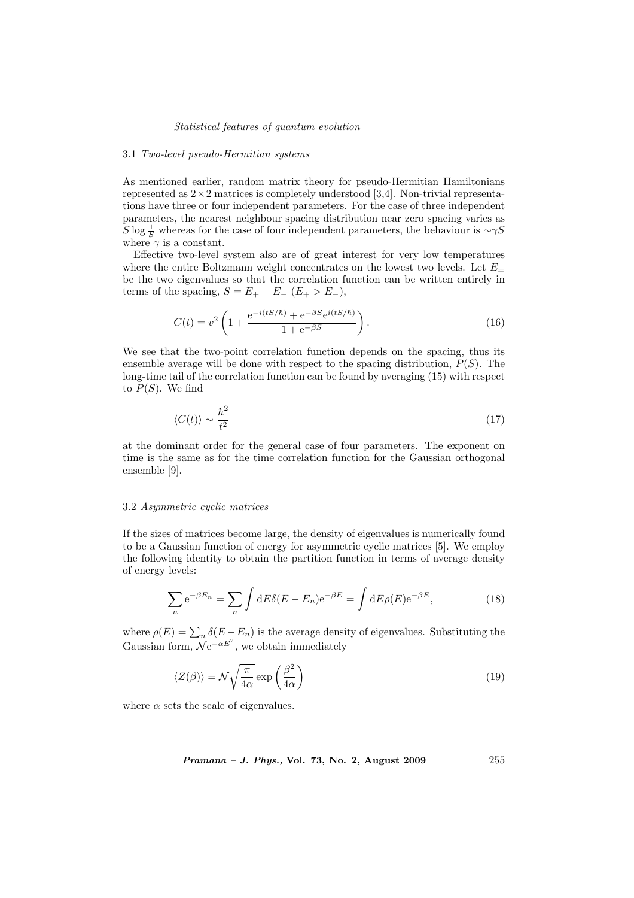### 3.1 *Two-level pseudo-Hermitian systems*

As mentioned earlier, random matrix theory for pseudo-Hermitian Hamiltonians represented as $2\times 2$ matrices is completely understood [3,4]. Non-trivial representations have three or four independent parameters. For the case of three independent parameters, the nearest neighbour spacing distribution near zero spacing varies as $S\log\frac{1}{S}$ whereas for the case of four independent parameters, the behaviour is $\sim\gamma S$ where $\gamma$ is a constant.

Effective two-level system also are of great interest for very low temperatures where the entire Boltzmann weight concentrates on the lowest two levels. Let $E_{\pm}$ be the two eigenvalues so that the correlation function can be written entirely in terms of the spacing, $S = E_+ - E_-$ ($E_+ > E_-$),

$$C(t) = v^2\left(1 + \frac{\mathrm{e}^{-i(tS/\hbar)} + \mathrm{e}^{-\beta S}\mathrm{e}^{i(tS/\hbar)}}{1+\mathrm{e}^{-\beta S}}\right). \tag{16}$$

We see that the two-point correlation function depends on the spacing, thus its ensemble average will be done with respect to the spacing distribution, $P(S)$. The long-time tail of the correlation function can be found by averaging (15) with respect to $P(S)$. We find

$$\langle C(t)\rangle \sim \frac{\hbar^2}{t^2} \tag{17}$$

at the dominant order for the general case of four parameters. The exponent on time is the same as for the time correlation function for the Gaussian orthogonal ensemble [9].

### 3.2 *Asymmetric cyclic matrices*

If the sizes of matrices become large, the density of eigenvalues is numerically found to be a Gaussian function of energy for asymmetric cyclic matrices [5]. We employ the following identity to obtain the partition function in terms of average density of energy levels:

$$\sum_n \mathrm{e}^{-\beta E_n} = \sum_n \int \mathrm{d}E\,\delta(E-E_n)\mathrm{e}^{-\beta E} = \int \mathrm{d}E\,\rho(E)\mathrm{e}^{-\beta E}, \tag{18}$$

where $\rho(E) = \sum_n \delta(E-E_n)$ is the average density of eigenvalues. Substituting the Gaussian form, $\mathcal{N}\mathrm{e}^{-\alpha E^2}$, we obtain immediately

$$\langle Z(\beta)\rangle = \mathcal{N}\sqrt{\frac{\pi}{4\alpha}}\exp\left(\frac{\beta^2}{4\alpha}\right) \tag{19}$$

where $\alpha$ sets the scale of eigenvalues.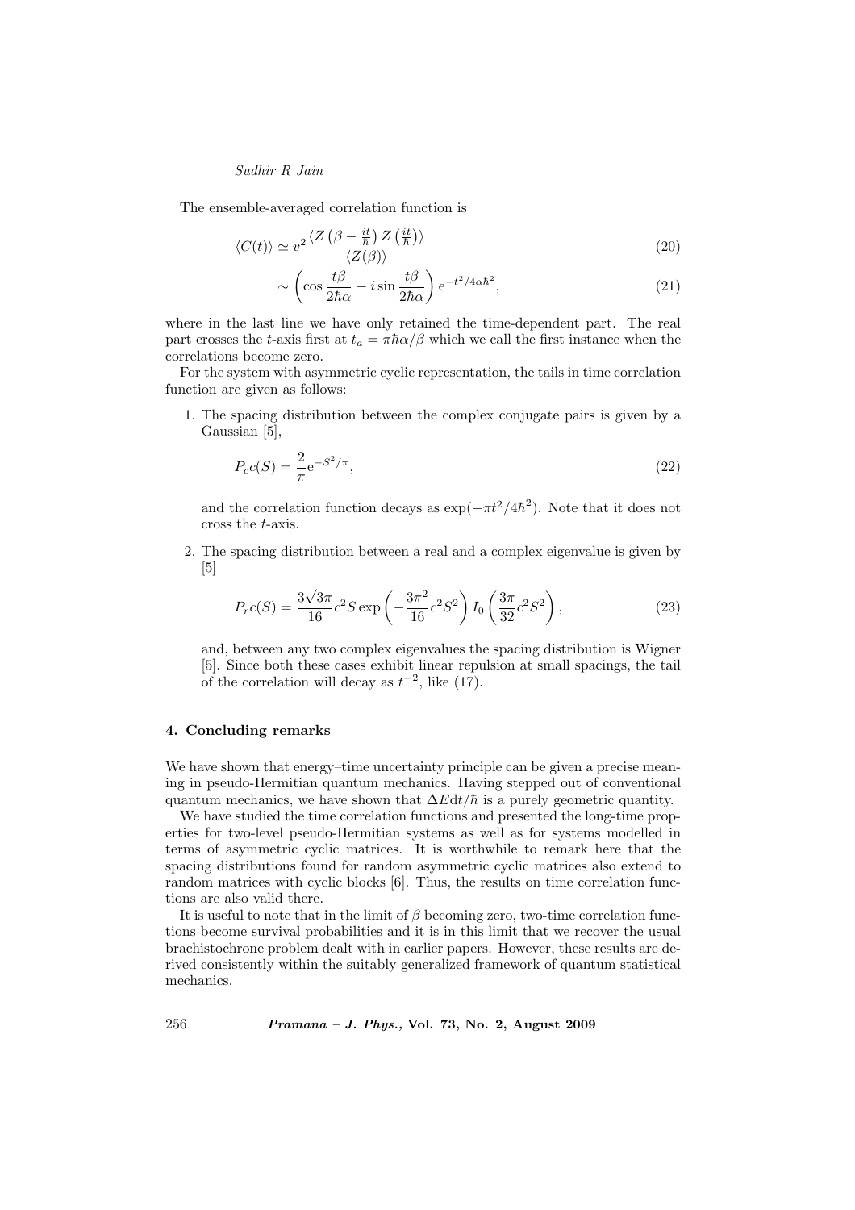The ensemble-averaged correlation function is

$$\langle C(t)\rangle \simeq v^2 \frac{\langle Z\left(\beta - \frac{it}{\hbar}\right) Z\left(\frac{it}{\hbar}\right)\rangle}{\langle Z(\beta)\rangle} \tag{20}$$

$$\sim \left(\cos\frac{t\beta}{2\hbar\alpha} - i\sin\frac{t\beta}{2\hbar\alpha}\right) \mathrm{e}^{-t^2/4\alpha\hbar^2}, \tag{21}$$

where in the last line we have only retained the time-dependent part. The real part crosses the $t$-axis first at $t_a = \pi\hbar\alpha/\beta$ which we call the first instance when the correlations become zero.

For the system with asymmetric cyclic representation, the tails in time correlation function are given as follows:

1. The spacing distribution between the complex conjugate pairs is given by a Gaussian [5],

   $$P_c c(S) = \frac{2}{\pi}\mathrm{e}^{-S^2/\pi}, \tag{22}$$

   and the correlation function decays as $\exp(-\pi t^2/4\hbar^2)$. Note that it does not cross the $t$-axis.

2. The spacing distribution between a real and a complex eigenvalue is given by [5]

   $$P_r c(S) = \frac{3\sqrt{3}\pi}{16}c^2 S \exp\left(-\frac{3\pi^2}{16}c^2S^2\right) I_0\left(\frac{3\pi}{32}c^2S^2\right), \tag{23}$$

   and, between any two complex eigenvalues the spacing distribution is Wigner [5]. Since both these cases exhibit linear repulsion at small spacings, the tail of the correlation will decay as $t^{-2}$, like (17).

## 4. Concluding remarks

We have shown that energy–time uncertainty principle can be given a precise meaning in pseudo-Hermitian quantum mechanics. Having stepped out of conventional quantum mechanics, we have shown that $\Delta E \mathrm{d}t/\hbar$ is a purely geometric quantity.

We have studied the time correlation functions and presented the long-time properties for two-level pseudo-Hermitian systems as well as for systems modelled in terms of asymmetric cyclic matrices. It is worthwhile to remark here that the spacing distributions found for random asymmetric cyclic matrices also extend to random matrices with cyclic blocks [6]. Thus, the results on time correlation functions are also valid there.

It is useful to note that in the limit of $\beta$ becoming zero, two-time correlation functions become survival probabilities and it is in this limit that we recover the usual brachistochrone problem dealt with in earlier papers. However, these results are derived consistently within the suitably generalized framework of quantum statistical mechanics.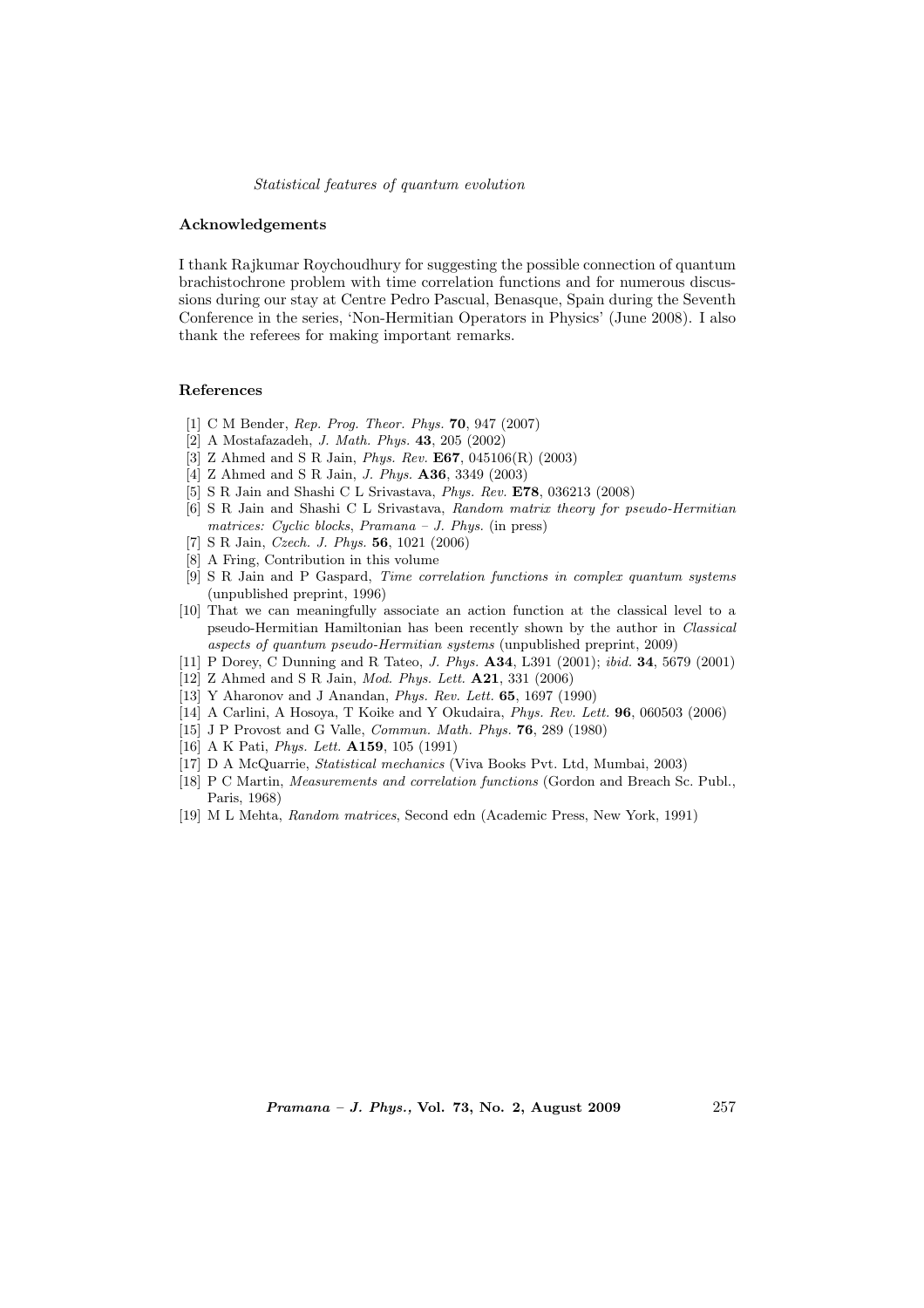## Acknowledgements

I thank Rajkumar Roychoudhury for suggesting the possible connection of quantum brachistochrone problem with time correlation functions and for numerous discussions during our stay at Centre Pedro Pascual, Benasque, Spain during the Seventh Conference in the series, 'Non-Hermitian Operators in Physics' (June 2008). I also thank the referees for making important remarks.

## References

[1] C M Bender, *Rep. Prog. Theor. Phys.* **70**, 947 (2007)
[2] A Mostafazadeh, *J. Math. Phys.* **43**, 205 (2002)
[3] Z Ahmed and S R Jain, *Phys. Rev.* **E67**, 045106(R) (2003)
[4] Z Ahmed and S R Jain, *J. Phys.* **A36**, 3349 (2003)
[5] S R Jain and Shashi C L Srivastava, *Phys. Rev.* **E78**, 036213 (2008)
[6] S R Jain and Shashi C L Srivastava, *Random matrix theory for pseudo-Hermitian matrices: Cyclic blocks*, *Pramana – J. Phys.* (in press)
[7] S R Jain, *Czech. J. Phys.* **56**, 1021 (2006)
[8] A Fring, Contribution in this volume
[9] S R Jain and P Gaspard, *Time correlation functions in complex quantum systems* (unpublished preprint, 1996)
[10] That we can meaningfully associate an action function at the classical level to a pseudo-Hermitian Hamiltonian has been recently shown by the author in *Classical aspects of quantum pseudo-Hermitian systems* (unpublished preprint, 2009)
[11] P Dorey, C Dunning and R Tateo, *J. Phys.* **A34**, L391 (2001); *ibid.* **34**, 5679 (2001)
[12] Z Ahmed and S R Jain, *Mod. Phys. Lett.* **A21**, 331 (2006)
[13] Y Aharonov and J Anandan, *Phys. Rev. Lett.* **65**, 1697 (1990)
[14] A Carlini, A Hosoya, T Koike and Y Okudaira, *Phys. Rev. Lett.* **96**, 060503 (2006)
[15] J P Provost and G Valle, *Commun. Math. Phys.* **76**, 289 (1980)
[16] A K Pati, *Phys. Lett.* **A159**, 105 (1991)
[17] D A McQuarrie, *Statistical mechanics* (Viva Books Pvt. Ltd, Mumbai, 2003)
[18] P C Martin, *Measurements and correlation functions* (Gordon and Breach Sc. Publ., Paris, 1968)
[19] M L Mehta, *Random matrices*, Second edn (Academic Press, New York, 1991)